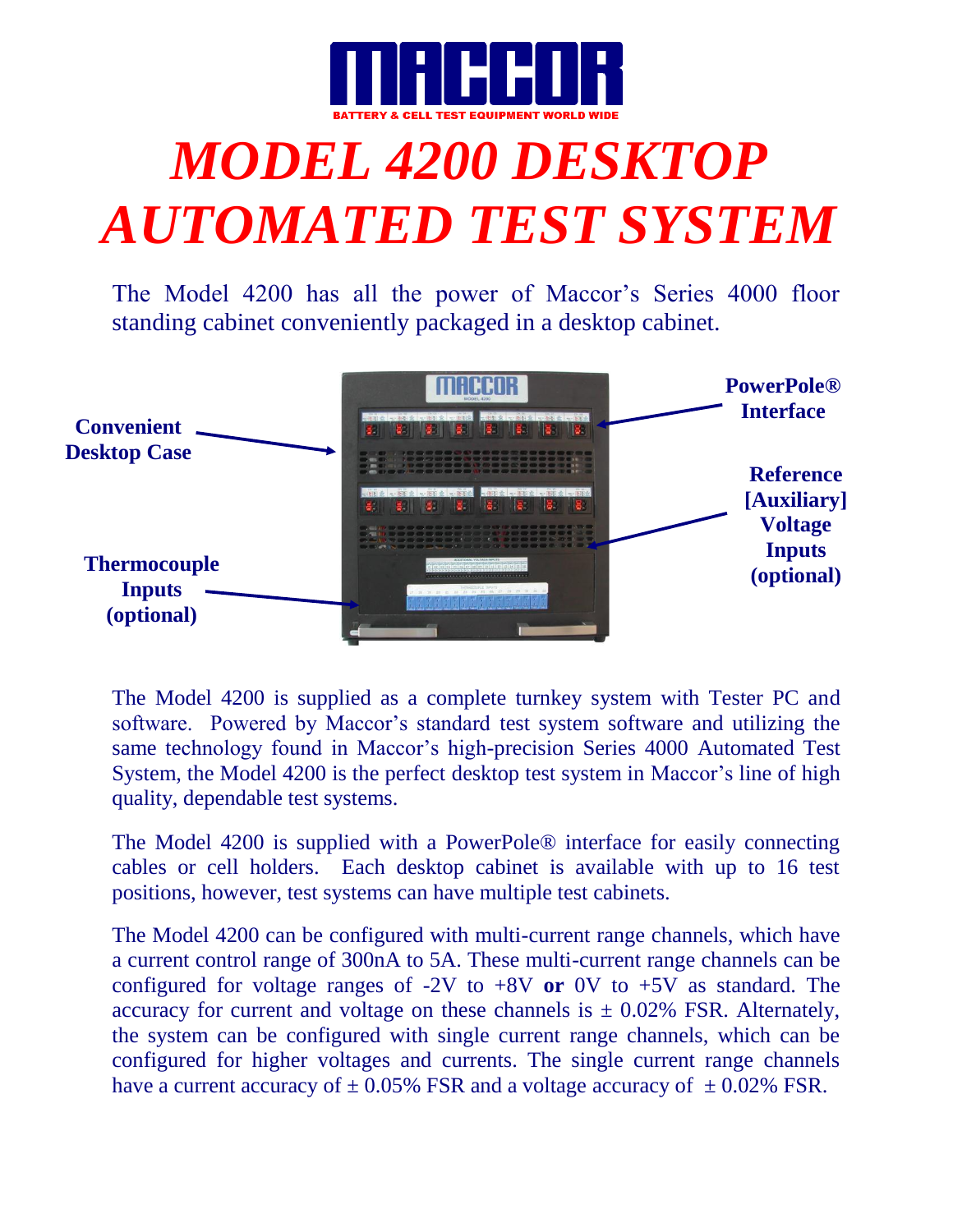# MACCOR

BATTERY & CELL TEST EQUIPMENT WORLD WIDE

# *MODEL 4200 DESKTOP AUTOMATED TEST SYSTEM*

The Model 4200 has all the power of Maccor's Series 4000 floor standing cabinet conveniently packaged in a desktop cabinet.

**Convenient Desktop Case**

**PowerPole® Interface**

**Reference [Auxiliary] Voltage Inputs (optional)**

**Thermocouple Inputs (optional)**

The Model 4200 is supplied as a complete turnkey system with Tester PC and software. Powered by Maccor's standard test system software and utilizing the same technology found in Maccor's high-precision Series 4000 Automated Test System, the Model 4200 is the perfect desktop test system in Maccor's line of high quality, dependable test systems.

The Model 4200 is supplied with a PowerPole® interface for easily connecting cables or cell holders. Each desktop cabinet is available with up to 16 test positions, however, test systems can have multiple test cabinets.

The Model 4200 can be configured with multi-current range channels, which have a current control range of 300nA to 5A. These multi-current range channels can be configured for voltage ranges of -2V to +8V **or** 0V to +5V as standard. The accuracy for current and voltage on these channels is ± 0.02% FSR. Alternately, the system can be configured with single current range channels, which can be configured for higher voltages and currents. The single current range channels have a current accuracy of ± 0.05% FSR and a voltage accuracy of ± 0.02% FSR.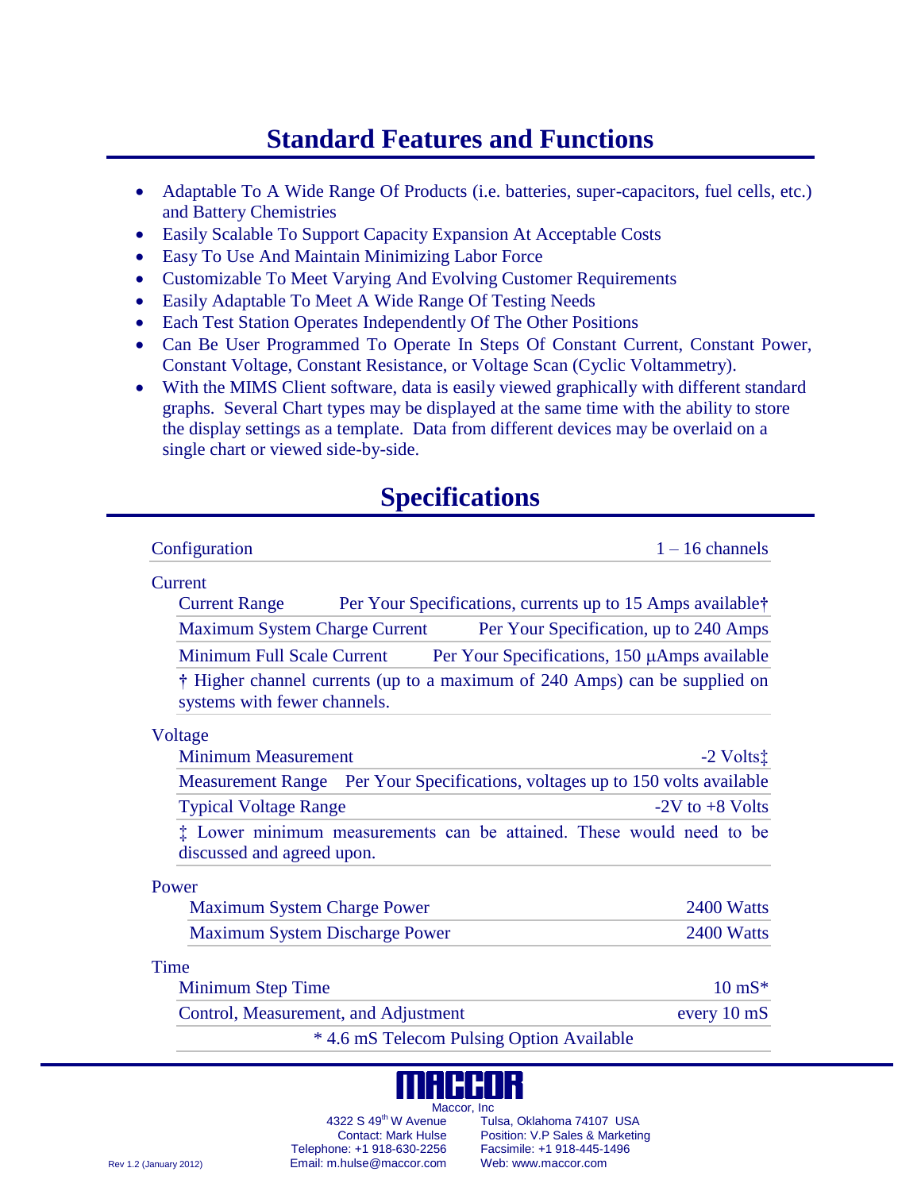## Standard Features and Functions

- Adaptable To A Wide Range Of Products (i.e. batteries, super-capacitors, fuel cells, etc.) and Battery Chemistries
- Easily Scalable To Support Capacity Expansion At Acceptable Costs
- Easy To Use And Maintain Minimizing Labor Force
- Customizable To Meet Varying And Evolving Customer Requirements
- Easily Adaptable To Meet A Wide Range Of Testing Needs
- Each Test Station Operates Independently Of The Other Positions
- Can Be User Programmed To Operate In Steps Of Constant Current, Constant Power, Constant Voltage, Constant Resistance, or Voltage Scan (Cyclic Voltammetry).
- With the MIMS Client software, data is easily viewed graphically with different standard graphs. Several Chart types may be displayed at the same time with the ability to store the display settings as a template. Data from different devices may be overlaid on a single chart or viewed side-by-side.

## Specifications

| | |
|---|---|
| Configuration | 1 – 16 channels |
| **Current** | |
| Current Range | Per Your Specifications, currents up to 15 Amps available† |
| Maximum System Charge Current | Per Your Specification, up to 240 Amps |
| Minimum Full Scale Current | Per Your Specifications, 150 µAmps available |
| † Higher channel currents (up to a maximum of 240 Amps) can be supplied on systems with fewer channels. | |
| **Voltage** | |
| Minimum Measurement | -2 Volts‡ |
| Measurement Range | Per Your Specifications, voltages up to 150 volts available |
| Typical Voltage Range | -2V to +8 Volts |
| ‡ Lower minimum measurements can be attained. These would need to be discussed and agreed upon. | |
| **Power** | |
| Maximum System Charge Power | 2400 Watts |
| Maximum System Discharge Power | 2400 Watts |
| **Time** | |
| Minimum Step Time | 10 mS* |
| Control, Measurement, and Adjustment | every 10 mS |
| * 4.6 mS Telecom Pulsing Option Available | |

MACCOR

Maccor, Inc
4322 S 49th W Avenue, Tulsa, Oklahoma 74107 USA
Contact: Mark Hulse, Position: V.P Sales & Marketing
Telephone: +1 918-630-2256, Facsimile: +1 918-445-1496
Email: m.hulse@maccor.com, Web: www.maccor.com

Rev 1.2 (January 2012)